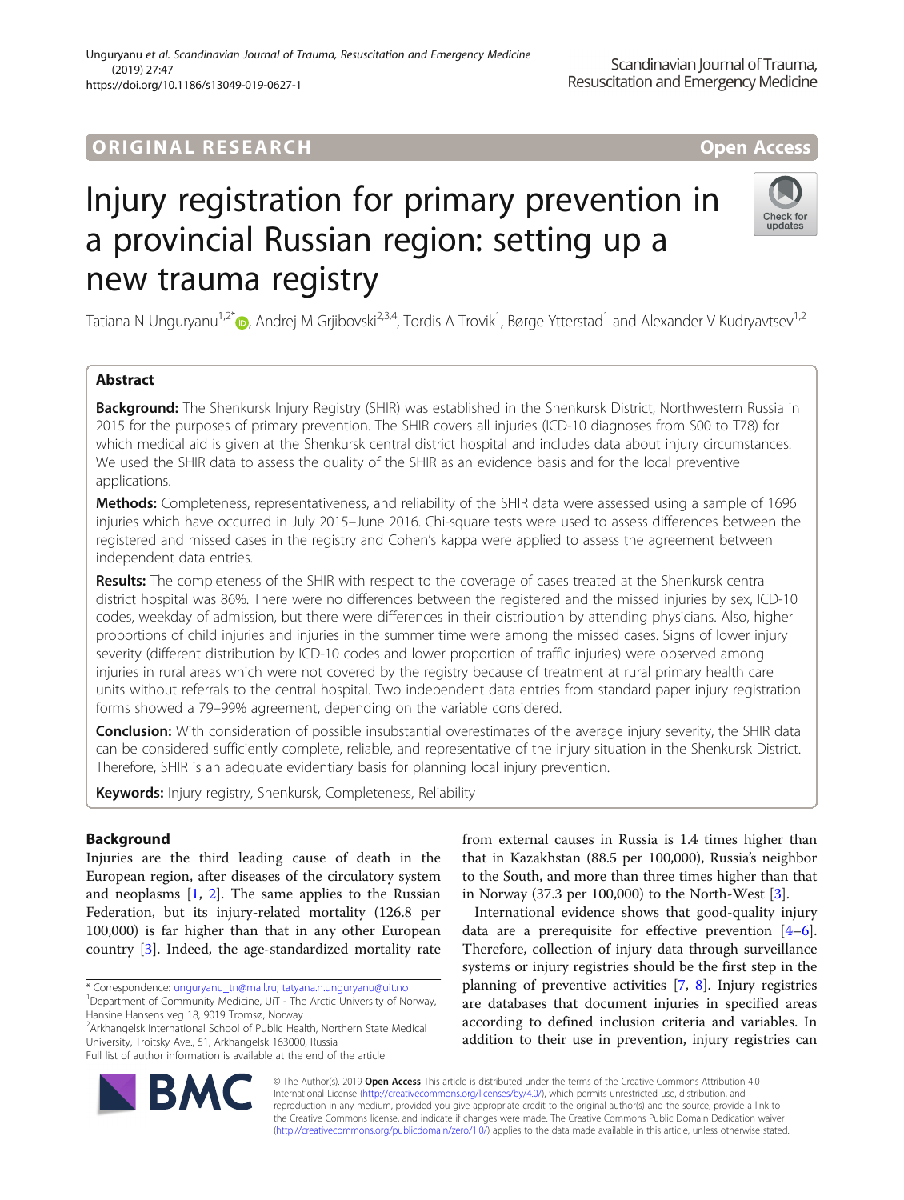ORIGINAL RESEARCH

Open Access

# Injury registration for primary prevention in a provincial Russian region: setting up a new trauma registry

Tatiana N Unguryanu[1,2*], Andrej M Grjibovski[2,3,4], Tordis A Trovik[1], Børge Ytterstad[1] and Alexander V Kudryavtsev[1,2]

## Abstract

**Background:** The Shenkursk Injury Registry (SHIR) was established in the Shenkursk District, Northwestern Russia in 2015 for the purposes of primary prevention. The SHIR covers all injuries (ICD-10 diagnoses from S00 to T78) for which medical aid is given at the Shenkursk central district hospital and includes data about injury circumstances. We used the SHIR data to assess the quality of the SHIR as an evidence basis and for the local preventive applications.

**Methods:** Completeness, representativeness, and reliability of the SHIR data were assessed using a sample of 1696 injuries which have occurred in July 2015–June 2016. Chi-square tests were used to assess differences between the registered and missed cases in the registry and Cohen's kappa were applied to assess the agreement between independent data entries.

**Results:** The completeness of the SHIR with respect to the coverage of cases treated at the Shenkursk central district hospital was 86%. There were no differences between the registered and the missed injuries by sex, ICD-10 codes, weekday of admission, but there were differences in their distribution by attending physicians. Also, higher proportions of child injuries and injuries in the summer time were among the missed cases. Signs of lower injury severity (different distribution by ICD-10 codes and lower proportion of traffic injuries) were observed among injuries in rural areas which were not covered by the registry because of treatment at rural primary health care units without referrals to the central hospital. Two independent data entries from standard paper injury registration forms showed a 79–99% agreement, depending on the variable considered.

**Conclusion:** With consideration of possible insubstantial overestimates of the average injury severity, the SHIR data can be considered sufficiently complete, reliable, and representative of the injury situation in the Shenkursk District. Therefore, SHIR is an adequate evidentiary basis for planning local injury prevention.

**Keywords:** Injury registry, Shenkursk, Completeness, Reliability

## Background

Injuries are the third leading cause of death in the European region, after diseases of the circulatory system and neoplasms [1, 2]. The same applies to the Russian Federation, but its injury-related mortality (126.8 per 100,000) is far higher than that in any other European country [3]. Indeed, the age-standardized mortality rate from external causes in Russia is 1.4 times higher than that in Kazakhstan (88.5 per 100,000), Russia's neighbor to the South, and more than three times higher than that in Norway (37.3 per 100,000) to the North-West [3].

International evidence shows that good-quality injury data are a prerequisite for effective prevention [4–6]. Therefore, collection of injury data through surveillance systems or injury registries should be the first step in the planning of preventive activities [7, 8]. Injury registries are databases that document injuries in specified areas according to defined inclusion criteria and variables. In addition to their use in prevention, injury registries can

* Correspondence: unguryanu_tn@mail.ru; tatyana.n.unguryanu@uit.no
[1]Department of Community Medicine, UiT - The Arctic University of Norway, Hansine Hansens veg 18, 9019 Tromsø, Norway
[2]Arkhangelsk International School of Public Health, Northern State Medical University, Troitsky Ave., 51, Arkhangelsk 163000, Russia
Full list of author information is available at the end of the article

© The Author(s). 2019 **Open Access** This article is distributed under the terms of the Creative Commons Attribution 4.0 International License (http://creativecommons.org/licenses/by/4.0/), which permits unrestricted use, distribution, and reproduction in any medium, provided you give appropriate credit to the original author(s) and the source, provide a link to the Creative Commons license, and indicate if changes were made. The Creative Commons Public Domain Dedication waiver (http://creativecommons.org/publicdomain/zero/1.0/) applies to the data made available in this article, unless otherwise stated.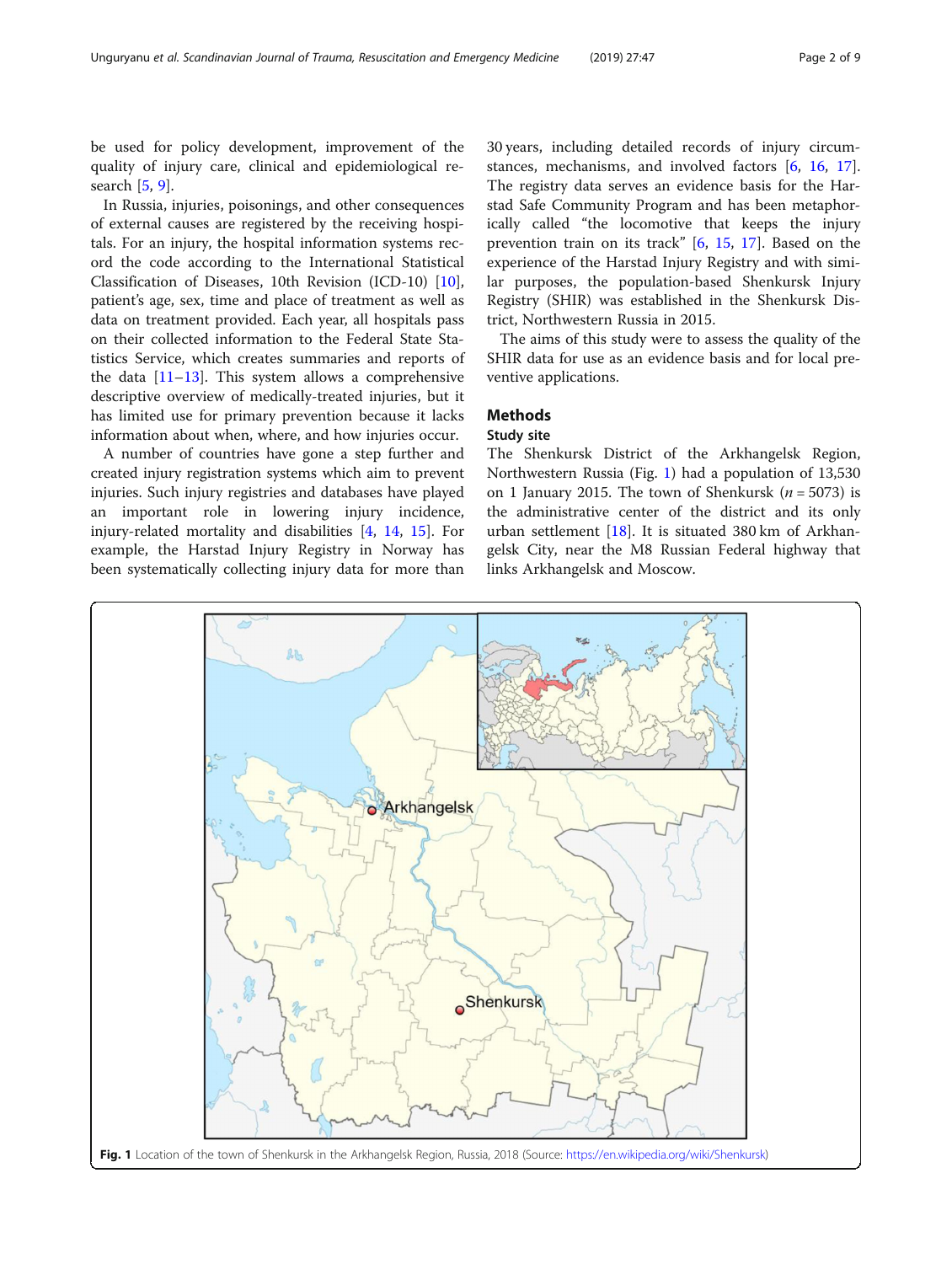be used for policy development, improvement of the quality of injury care, clinical and epidemiological research [5, 9].

In Russia, injuries, poisonings, and other consequences of external causes are registered by the receiving hospitals. For an injury, the hospital information systems record the code according to the International Statistical Classification of Diseases, 10th Revision (ICD-10) [10], patient's age, sex, time and place of treatment as well as data on treatment provided. Each year, all hospitals pass on their collected information to the Federal State Statistics Service, which creates summaries and reports of the data [11–13]. This system allows a comprehensive descriptive overview of medically-treated injuries, but it has limited use for primary prevention because it lacks information about when, where, and how injuries occur.

A number of countries have gone a step further and created injury registration systems which aim to prevent injuries. Such injury registries and databases have played an important role in lowering injury incidence, injury-related mortality and disabilities [4, 14, 15]. For example, the Harstad Injury Registry in Norway has been systematically collecting injury data for more than 30 years, including detailed records of injury circumstances, mechanisms, and involved factors [6, 16, 17]. The registry data serves an evidence basis for the Harstad Safe Community Program and has been metaphorically called "the locomotive that keeps the injury prevention train on its track" [6, 15, 17]. Based on the experience of the Harstad Injury Registry and with similar purposes, the population-based Shenkursk Injury Registry (SHIR) was established in the Shenkursk District, Northwestern Russia in 2015.

The aims of this study were to assess the quality of the SHIR data for use as an evidence basis and for local preventive applications.

## Methods

### Study site

The Shenkursk District of the Arkhangelsk Region, Northwestern Russia (Fig. 1) had a population of 13,530 on 1 January 2015. The town of Shenkursk ($n = 5073$) is the administrative center of the district and its only urban settlement [18]. It is situated 380 km of Arkhangelsk City, near the M8 Russian Federal highway that links Arkhangelsk and Moscow.

**Fig. 1** Location of the town of Shenkursk in the Arkhangelsk Region, Russia, 2018 (Source: https://en.wikipedia.org/wiki/Shenkursk)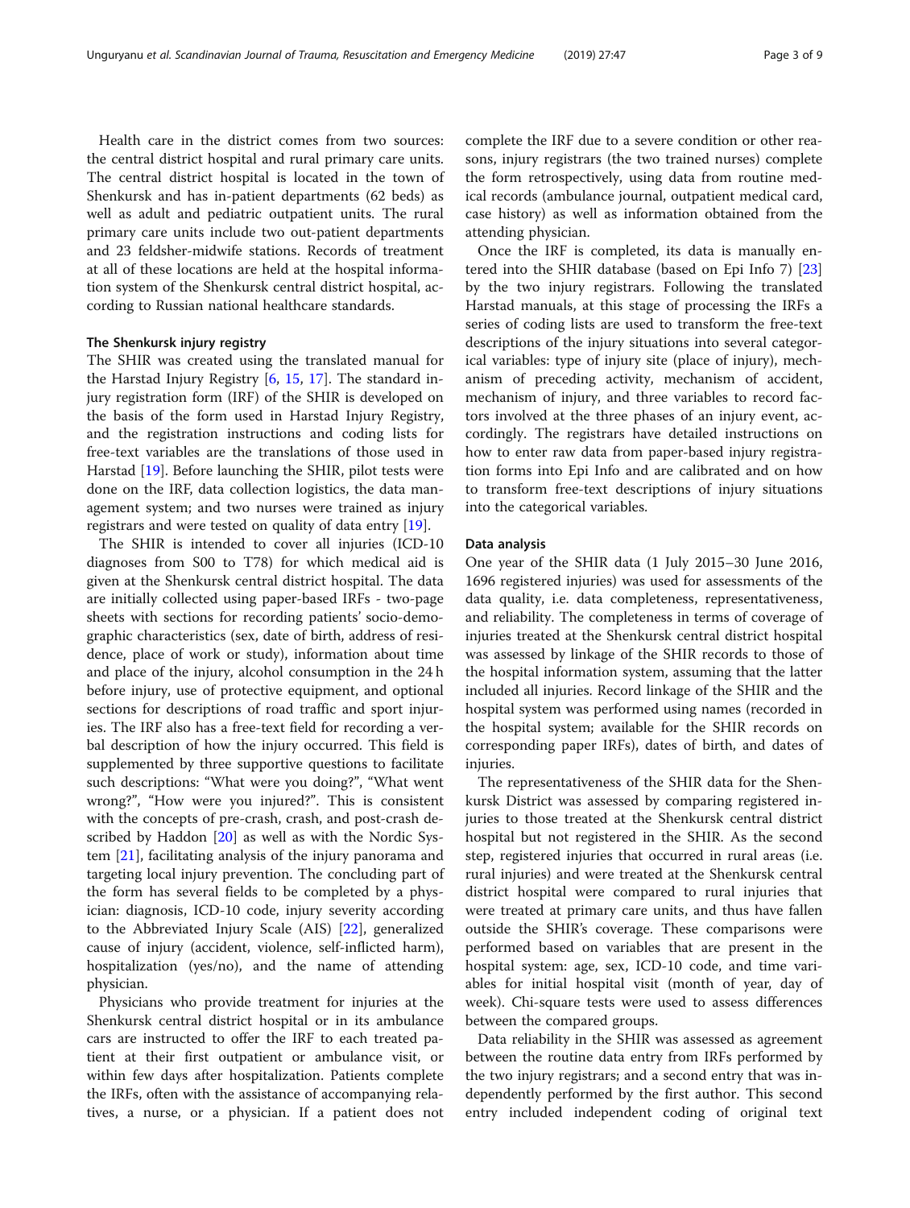Health care in the district comes from two sources: the central district hospital and rural primary care units. The central district hospital is located in the town of Shenkursk and has in-patient departments (62 beds) as well as adult and pediatric outpatient units. The rural primary care units include two out-patient departments and 23 feldsher-midwife stations. Records of treatment at all of these locations are held at the hospital information system of the Shenkursk central district hospital, according to Russian national healthcare standards.

### The Shenkursk injury registry

The SHIR was created using the translated manual for the Harstad Injury Registry [6, 15, 17]. The standard injury registration form (IRF) of the SHIR is developed on the basis of the form used in Harstad Injury Registry, and the registration instructions and coding lists for free-text variables are the translations of those used in Harstad [19]. Before launching the SHIR, pilot tests were done on the IRF, data collection logistics, the data management system; and two nurses were trained as injury registrars and were tested on quality of data entry [19].

The SHIR is intended to cover all injuries (ICD-10 diagnoses from S00 to T78) for which medical aid is given at the Shenkursk central district hospital. The data are initially collected using paper-based IRFs - two-page sheets with sections for recording patients' socio-demographic characteristics (sex, date of birth, address of residence, place of work or study), information about time and place of the injury, alcohol consumption in the 24 h before injury, use of protective equipment, and optional sections for descriptions of road traffic and sport injuries. The IRF also has a free-text field for recording a verbal description of how the injury occurred. This field is supplemented by three supportive questions to facilitate such descriptions: "What were you doing?", "What went wrong?", "How were you injured?". This is consistent with the concepts of pre-crash, crash, and post-crash described by Haddon [20] as well as with the Nordic System [21], facilitating analysis of the injury panorama and targeting local injury prevention. The concluding part of the form has several fields to be completed by a physician: diagnosis, ICD-10 code, injury severity according to the Abbreviated Injury Scale (AIS) [22], generalized cause of injury (accident, violence, self-inflicted harm), hospitalization (yes/no), and the name of attending physician.

Physicians who provide treatment for injuries at the Shenkursk central district hospital or in its ambulance cars are instructed to offer the IRF to each treated patient at their first outpatient or ambulance visit, or within few days after hospitalization. Patients complete the IRFs, often with the assistance of accompanying relatives, a nurse, or a physician. If a patient does not complete the IRF due to a severe condition or other reasons, injury registrars (the two trained nurses) complete the form retrospectively, using data from routine medical records (ambulance journal, outpatient medical card, case history) as well as information obtained from the attending physician.

Once the IRF is completed, its data is manually entered into the SHIR database (based on Epi Info 7) [23] by the two injury registrars. Following the translated Harstad manuals, at this stage of processing the IRFs a series of coding lists are used to transform the free-text descriptions of the injury situations into several categorical variables: type of injury site (place of injury), mechanism of preceding activity, mechanism of accident, mechanism of injury, and three variables to record factors involved at the three phases of an injury event, accordingly. The registrars have detailed instructions on how to enter raw data from paper-based injury registration forms into Epi Info and are calibrated and on how to transform free-text descriptions of injury situations into the categorical variables.

### Data analysis

One year of the SHIR data (1 July 2015–30 June 2016, 1696 registered injuries) was used for assessments of the data quality, i.e. data completeness, representativeness, and reliability. The completeness in terms of coverage of injuries treated at the Shenkursk central district hospital was assessed by linkage of the SHIR records to those of the hospital information system, assuming that the latter included all injuries. Record linkage of the SHIR and the hospital system was performed using names (recorded in the hospital system; available for the SHIR records on corresponding paper IRFs), dates of birth, and dates of injuries.

The representativeness of the SHIR data for the Shenkursk District was assessed by comparing registered injuries to those treated at the Shenkursk central district hospital but not registered in the SHIR. As the second step, registered injuries that occurred in rural areas (i.e. rural injuries) and were treated at the Shenkursk central district hospital were compared to rural injuries that were treated at primary care units, and thus have fallen outside the SHIR's coverage. These comparisons were performed based on variables that are present in the hospital system: age, sex, ICD-10 code, and time variables for initial hospital visit (month of year, day of week). Chi-square tests were used to assess differences between the compared groups.

Data reliability in the SHIR was assessed as agreement between the routine data entry from IRFs performed by the two injury registrars; and a second entry that was independently performed by the first author. This second entry included independent coding of original text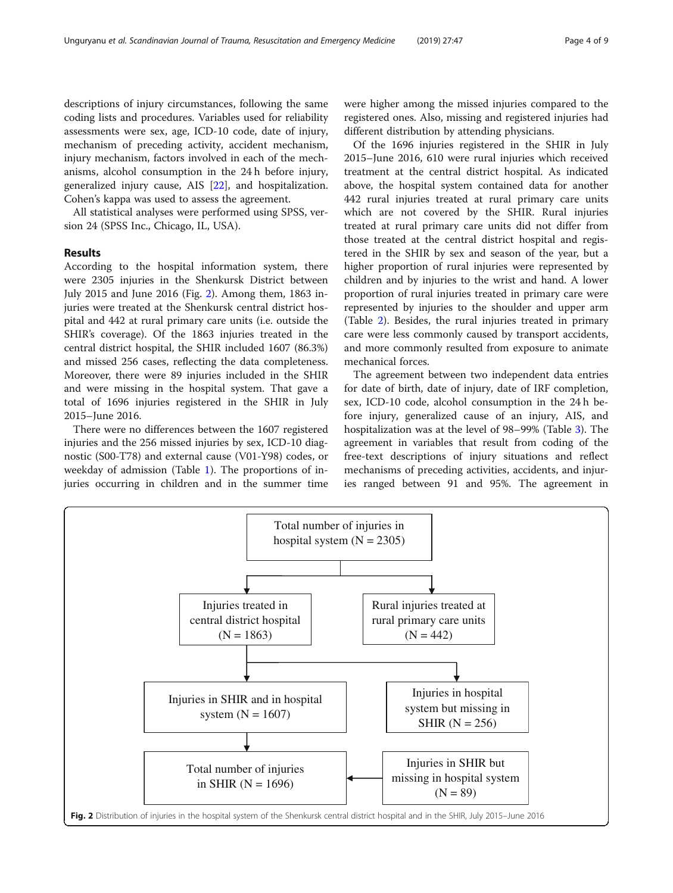descriptions of injury circumstances, following the same coding lists and procedures. Variables used for reliability assessments were sex, age, ICD-10 code, date of injury, mechanism of preceding activity, accident mechanism, injury mechanism, factors involved in each of the mechanisms, alcohol consumption in the 24 h before injury, generalized injury cause, AIS [22], and hospitalization. Cohen's kappa was used to assess the agreement.

All statistical analyses were performed using SPSS, version 24 (SPSS Inc., Chicago, IL, USA).

## Results

According to the hospital information system, there were 2305 injuries in the Shenkursk District between July 2015 and June 2016 (Fig. 2). Among them, 1863 injuries were treated at the Shenkursk central district hospital and 442 at rural primary care units (i.e. outside the SHIR's coverage). Of the 1863 injuries treated in the central district hospital, the SHIR included 1607 (86.3%) and missed 256 cases, reflecting the data completeness. Moreover, there were 89 injuries included in the SHIR and were missing in the hospital system. That gave a total of 1696 injuries registered in the SHIR in July 2015–June 2016.

There were no differences between the 1607 registered injuries and the 256 missed injuries by sex, ICD-10 diagnostic (S00-T78) and external cause (V01-Y98) codes, or weekday of admission (Table 1). The proportions of injuries occurring in children and in the summer time were higher among the missed injuries compared to the registered ones. Also, missing and registered injuries had different distribution by attending physicians.

Of the 1696 injuries registered in the SHIR in July 2015–June 2016, 610 were rural injuries which received treatment at the central district hospital. As indicated above, the hospital system contained data for another 442 rural injuries treated at rural primary care units which are not covered by the SHIR. Rural injuries treated at rural primary care units did not differ from those treated at the central district hospital and registered in the SHIR by sex and season of the year, but a higher proportion of rural injuries were represented by children and by injuries to the wrist and hand. A lower proportion of rural injuries treated in primary care were represented by injuries to the shoulder and upper arm (Table 2). Besides, the rural injuries treated in primary care were less commonly caused by transport accidents, and more commonly resulted from exposure to animate mechanical forces.

The agreement between two independent data entries for date of birth, date of IRF completion, sex, ICD-10 code, alcohol consumption in the 24 h before injury, generalized cause of an injury, AIS, and hospitalization was at the level of 98–99% (Table 3). The agreement in variables that result from coding of the free-text descriptions of injury situations and reflect mechanisms of preceding activities, accidents, and injuries ranged between 91 and 95%. The agreement in

Total number of injuries in hospital system (N = 2305)

Injuries treated in central district hospital (N = 1863)

Rural injuries treated at rural primary care units (N = 442)

Injuries in SHIR and in hospital system (N = 1607)

Injuries in hospital system but missing in SHIR (N = 256)

Total number of injuries in SHIR (N = 1696)

Injuries in SHIR but missing in hospital system (N = 89)

**Fig. 2** Distribution of injuries in the hospital system of the Shenkursk central district hospital and in the SHIR, July 2015–June 2016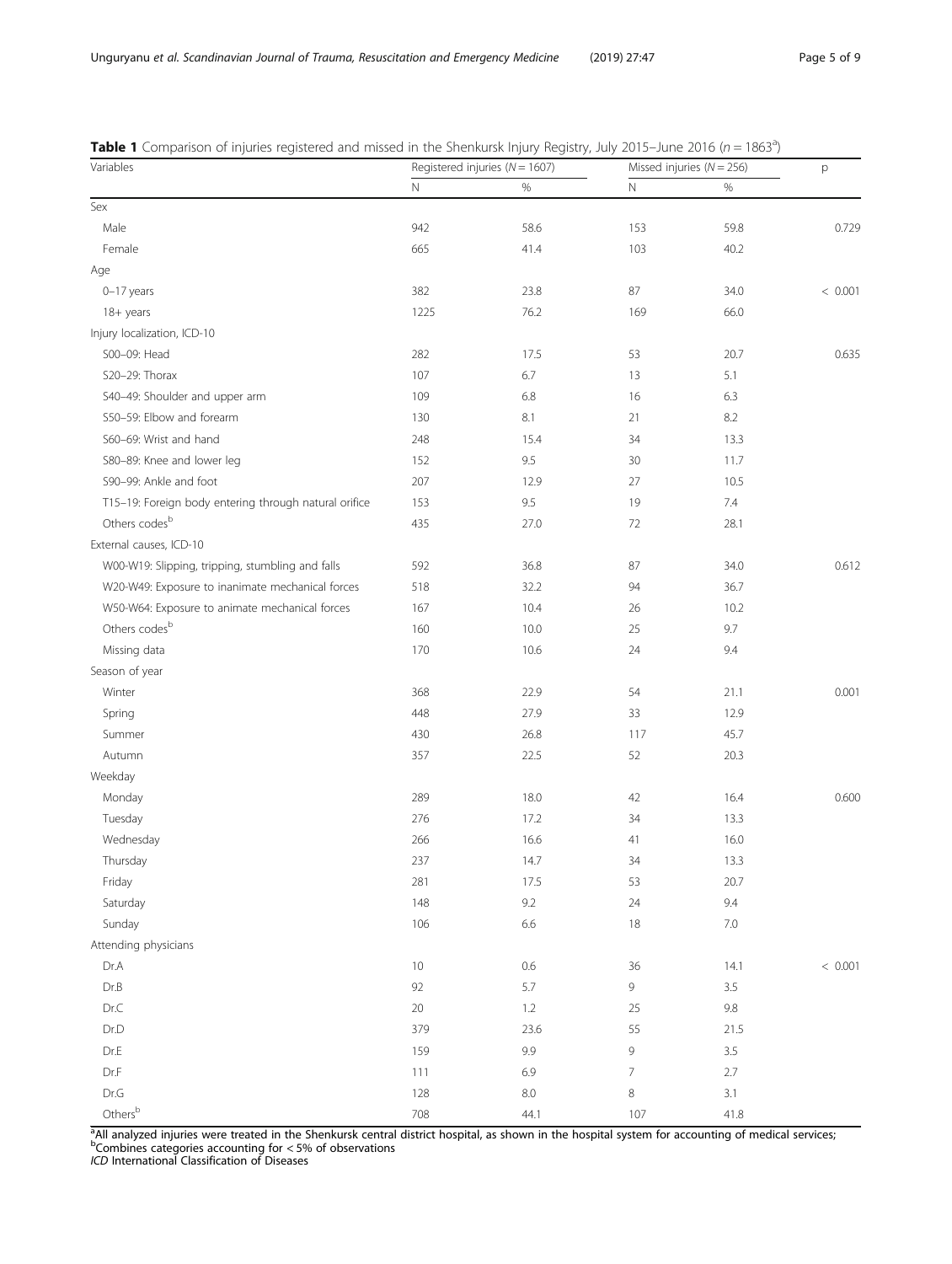**Table 1** Comparison of injuries registered and missed in the Shenkursk Injury Registry, July 2015–June 2016 ($n = 1863$[a])

| Variables | Registered injuries ($N = 1607$) | | Missed injuries ($N = 256$) | | p |
|---|---|---|---|---|---|
| | N | % | N | % | |
| Sex | | | | | |
| Male | 942 | 58.6 | 153 | 59.8 | 0.729 |
| Female | 665 | 41.4 | 103 | 40.2 | |
| Age | | | | | |
| 0–17 years | 382 | 23.8 | 87 | 34.0 | < 0.001 |
| 18+ years | 1225 | 76.2 | 169 | 66.0 | |
| Injury localization, ICD-10 | | | | | |
| S00–09: Head | 282 | 17.5 | 53 | 20.7 | 0.635 |
| S20–29: Thorax | 107 | 6.7 | 13 | 5.1 | |
| S40–49: Shoulder and upper arm | 109 | 6.8 | 16 | 6.3 | |
| S50–59: Elbow and forearm | 130 | 8.1 | 21 | 8.2 | |
| S60–69: Wrist and hand | 248 | 15.4 | 34 | 13.3 | |
| S80–89: Knee and lower leg | 152 | 9.5 | 30 | 11.7 | |
| S90–99: Ankle and foot | 207 | 12.9 | 27 | 10.5 | |
| T15–19: Foreign body entering through natural orifice | 153 | 9.5 | 19 | 7.4 | |
| Others codes[b] | 435 | 27.0 | 72 | 28.1 | |
| External causes, ICD-10 | | | | | |
| W00-W19: Slipping, tripping, stumbling and falls | 592 | 36.8 | 87 | 34.0 | 0.612 |
| W20-W49: Exposure to inanimate mechanical forces | 518 | 32.2 | 94 | 36.7 | |
| W50-W64: Exposure to animate mechanical forces | 167 | 10.4 | 26 | 10.2 | |
| Others codes[b] | 160 | 10.0 | 25 | 9.7 | |
| Missing data | 170 | 10.6 | 24 | 9.4 | |
| Season of year | | | | | |
| Winter | 368 | 22.9 | 54 | 21.1 | 0.001 |
| Spring | 448 | 27.9 | 33 | 12.9 | |
| Summer | 430 | 26.8 | 117 | 45.7 | |
| Autumn | 357 | 22.5 | 52 | 20.3 | |
| Weekday | | | | | |
| Monday | 289 | 18.0 | 42 | 16.4 | 0.600 |
| Tuesday | 276 | 17.2 | 34 | 13.3 | |
| Wednesday | 266 | 16.6 | 41 | 16.0 | |
| Thursday | 237 | 14.7 | 34 | 13.3 | |
| Friday | 281 | 17.5 | 53 | 20.7 | |
| Saturday | 148 | 9.2 | 24 | 9.4 | |
| Sunday | 106 | 6.6 | 18 | 7.0 | |
| Attending physicians | | | | | |
| Dr.A | 10 | 0.6 | 36 | 14.1 | < 0.001 |
| Dr.B | 92 | 5.7 | 9 | 3.5 | |
| Dr.C | 20 | 1.2 | 25 | 9.8 | |
| Dr.D | 379 | 23.6 | 55 | 21.5 | |
| Dr.E | 159 | 9.9 | 9 | 3.5 | |
| Dr.F | 111 | 6.9 | 7 | 2.7 | |
| Dr.G | 128 | 8.0 | 8 | 3.1 | |
| Others[b] | 708 | 44.1 | 107 | 41.8 | |

[a]All analyzed injuries were treated in the Shenkursk central district hospital, as shown in the hospital system for accounting of medical services;
[b]Combines categories accounting for < 5% of observations
*ICD* International Classification of Diseases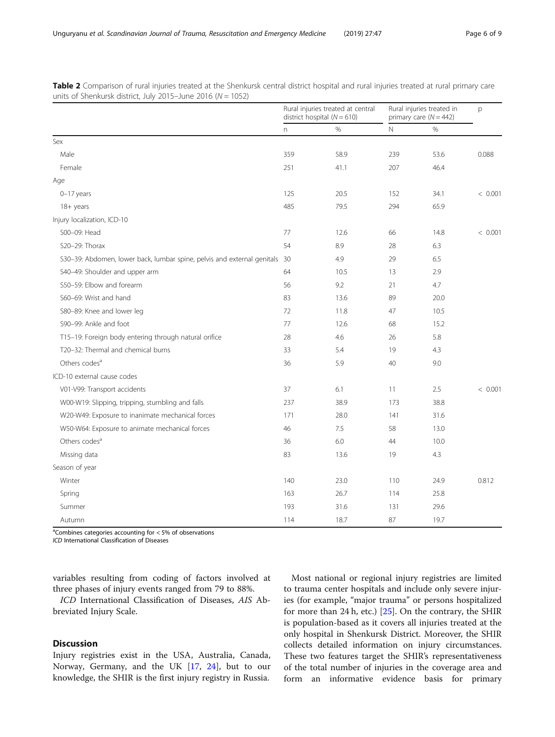**Table 2** Comparison of rural injuries treated at the Shenkursk central district hospital and rural injuries treated at rural primary care units of Shenkursk district, July 2015–June 2016 (*N* = 1052)

| | Rural injuries treated at central district hospital (*N* = 610) | | Rural injuries treated in primary care (*N* = 442) | | p |
|---|---|---|---|---|---|
| | n | % | N | % | |
| Sex | | | | | |
| Male | 359 | 58.9 | 239 | 53.6 | 0.088 |
| Female | 251 | 41.1 | 207 | 46.4 | |
| Age | | | | | |
| 0–17 years | 125 | 20.5 | 152 | 34.1 | < 0.001 |
| 18+ years | 485 | 79.5 | 294 | 65.9 | |
| Injury localization, ICD-10 | | | | | |
| S00–09: Head | 77 | 12.6 | 66 | 14.8 | < 0.001 |
| S20–29: Thorax | 54 | 8.9 | 28 | 6.3 | |
| S30–39: Abdomen, lower back, lumbar spine, pelvis and external genitals | 30 | 4.9 | 29 | 6.5 | |
| S40–49: Shoulder and upper arm | 64 | 10.5 | 13 | 2.9 | |
| S50–59: Elbow and forearm | 56 | 9.2 | 21 | 4.7 | |
| S60–69: Wrist and hand | 83 | 13.6 | 89 | 20.0 | |
| S80–89: Knee and lower leg | 72 | 11.8 | 47 | 10.5 | |
| S90–99: Ankle and foot | 77 | 12.6 | 68 | 15.2 | |
| T15–19: Foreign body entering through natural orifice | 28 | 4.6 | 26 | 5.8 | |
| T20–32: Thermal and chemical burns | 33 | 5.4 | 19 | 4.3 | |
| Others codes[a] | 36 | 5.9 | 40 | 9.0 | |
| ICD-10 external cause codes | | | | | |
| V01-V99: Transport accidents | 37 | 6.1 | 11 | 2.5 | < 0.001 |
| W00-W19: Slipping, tripping, stumbling and falls | 237 | 38.9 | 173 | 38.8 | |
| W20-W49: Exposure to inanimate mechanical forces | 171 | 28.0 | 141 | 31.6 | |
| W50-W64: Exposure to animate mechanical forces | 46 | 7.5 | 58 | 13.0 | |
| Others codes[a] | 36 | 6.0 | 44 | 10.0 | |
| Missing data | 83 | 13.6 | 19 | 4.3 | |
| Season of year | | | | | |
| Winter | 140 | 23.0 | 110 | 24.9 | 0.812 |
| Spring | 163 | 26.7 | 114 | 25.8 | |
| Summer | 193 | 31.6 | 131 | 29.6 | |
| Autumn | 114 | 18.7 | 87 | 19.7 | |

[a]Combines categories accounting for < 5% of observations
*ICD* International Classification of Diseases

variables resulting from coding of factors involved at three phases of injury events ranged from 79 to 88%.

*ICD* International Classification of Diseases, *AIS* Abbreviated Injury Scale.

## Discussion

Injury registries exist in the USA, Australia, Canada, Norway, Germany, and the UK [17, 24], but to our knowledge, the SHIR is the first injury registry in Russia.

Most national or regional injury registries are limited to trauma center hospitals and include only severe injuries (for example, "major trauma" or persons hospitalized for more than 24 h, etc.) [25]. On the contrary, the SHIR is population-based as it covers all injuries treated at the only hospital in Shenkursk District. Moreover, the SHIR collects detailed information on injury circumstances. These two features target the SHIR's representativeness of the total number of injuries in the coverage area and form an informative evidence basis for primary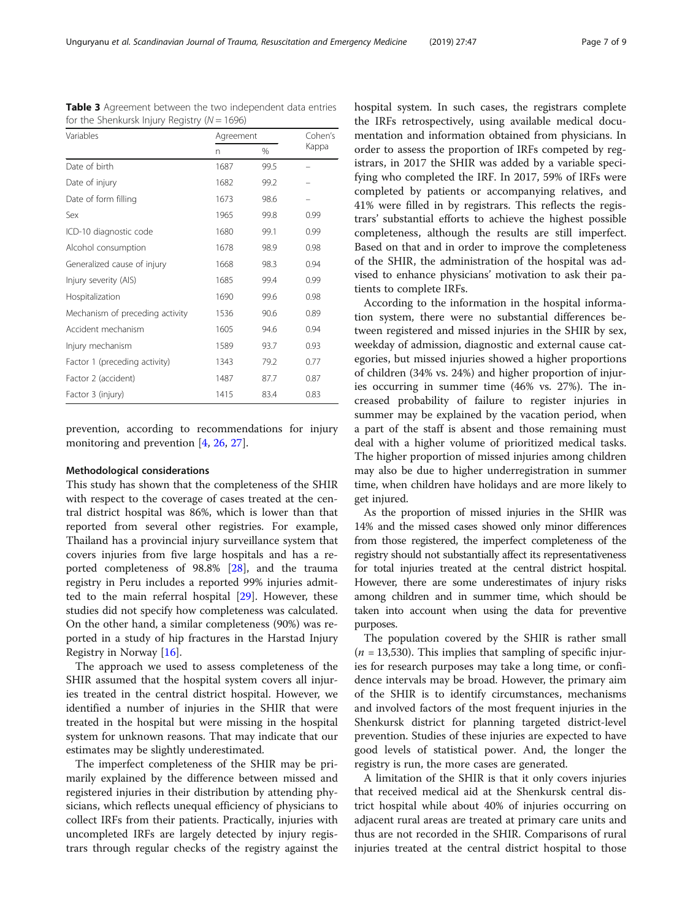**Table 3** Agreement between the two independent data entries for the Shenkursk Injury Registry ($N = 1696$)

| Variables | Agreement | | Cohen's Kappa |
|---|---|---|---|
| | n | % | |
| Date of birth | 1687 | 99.5 | – |
| Date of injury | 1682 | 99.2 | – |
| Date of form filling | 1673 | 98.6 | – |
| Sex | 1965 | 99.8 | 0.99 |
| ICD-10 diagnostic code | 1680 | 99.1 | 0.99 |
| Alcohol consumption | 1678 | 98.9 | 0.98 |
| Generalized cause of injury | 1668 | 98.3 | 0.94 |
| Injury severity (AIS) | 1685 | 99.4 | 0.99 |
| Hospitalization | 1690 | 99.6 | 0.98 |
| Mechanism of preceding activity | 1536 | 90.6 | 0.89 |
| Accident mechanism | 1605 | 94.6 | 0.94 |
| Injury mechanism | 1589 | 93.7 | 0.93 |
| Factor 1 (preceding activity) | 1343 | 79.2 | 0.77 |
| Factor 2 (accident) | 1487 | 87.7 | 0.87 |
| Factor 3 (injury) | 1415 | 83.4 | 0.83 |

prevention, according to recommendations for injury monitoring and prevention [4, 26, 27].

### Methodological considerations

This study has shown that the completeness of the SHIR with respect to the coverage of cases treated at the central district hospital was 86%, which is lower than that reported from several other registries. For example, Thailand has a provincial injury surveillance system that covers injuries from five large hospitals and has a reported completeness of 98.8% [28], and the trauma registry in Peru includes a reported 99% injuries admitted to the main referral hospital [29]. However, these studies did not specify how completeness was calculated. On the other hand, a similar completeness (90%) was reported in a study of hip fractures in the Harstad Injury Registry in Norway [16].

The approach we used to assess completeness of the SHIR assumed that the hospital system covers all injuries treated in the central district hospital. However, we identified a number of injuries in the SHIR that were treated in the hospital but were missing in the hospital system for unknown reasons. That may indicate that our estimates may be slightly underestimated.

The imperfect completeness of the SHIR may be primarily explained by the difference between missed and registered injuries in their distribution by attending physicians, which reflects unequal efficiency of physicians to collect IRFs from their patients. Practically, injuries with uncompleted IRFs are largely detected by injury registrars through regular checks of the registry against the hospital system. In such cases, the registrars complete the IRFs retrospectively, using available medical documentation and information obtained from physicians. In order to assess the proportion of IRFs competed by registrars, in 2017 the SHIR was added by a variable specifying who completed the IRF. In 2017, 59% of IRFs were completed by patients or accompanying relatives, and 41% were filled in by registrars. This reflects the registrars' substantial efforts to achieve the highest possible completeness, although the results are still imperfect. Based on that and in order to improve the completeness of the SHIR, the administration of the hospital was advised to enhance physicians' motivation to ask their patients to complete IRFs.

According to the information in the hospital information system, there were no substantial differences between registered and missed injuries in the SHIR by sex, weekday of admission, diagnostic and external cause categories, but missed injuries showed a higher proportions of children (34% vs. 24%) and higher proportion of injuries occurring in summer time (46% vs. 27%). The increased probability of failure to register injuries in summer may be explained by the vacation period, when a part of the staff is absent and those remaining must deal with a higher volume of prioritized medical tasks. The higher proportion of missed injuries among children may also be due to higher underregistration in summer time, when children have holidays and are more likely to get injured.

As the proportion of missed injuries in the SHIR was 14% and the missed cases showed only minor differences from those registered, the imperfect completeness of the registry should not substantially affect its representativeness for total injuries treated at the central district hospital. However, there are some underestimates of injury risks among children and in summer time, which should be taken into account when using the data for preventive purposes.

The population covered by the SHIR is rather small ($n = 13{,}530$). This implies that sampling of specific injuries for research purposes may take a long time, or confidence intervals may be broad. However, the primary aim of the SHIR is to identify circumstances, mechanisms and involved factors of the most frequent injuries in the Shenkursk district for planning targeted district-level prevention. Studies of these injuries are expected to have good levels of statistical power. And, the longer the registry is run, the more cases are generated.

A limitation of the SHIR is that it only covers injuries that received medical aid at the Shenkursk central district hospital while about 40% of injuries occurring on adjacent rural areas are treated at primary care units and thus are not recorded in the SHIR. Comparisons of rural injuries treated at the central district hospital to those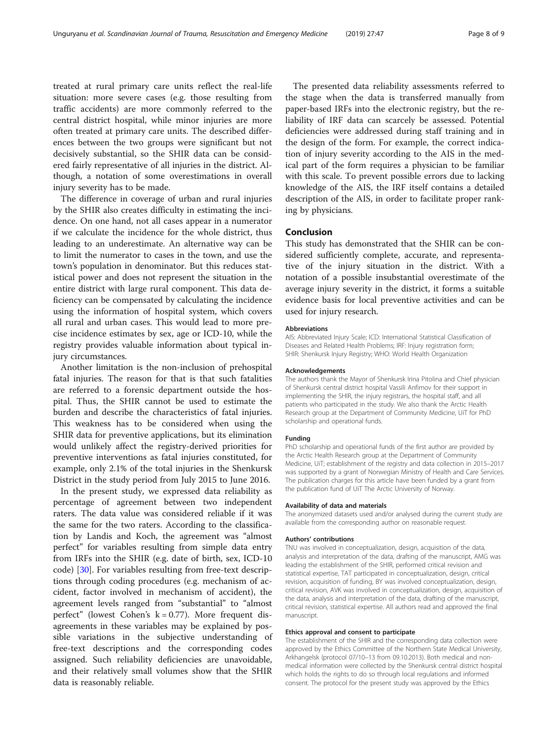treated at rural primary care units reflect the real-life situation: more severe cases (e.g. those resulting from traffic accidents) are more commonly referred to the central district hospital, while minor injuries are more often treated at primary care units. The described differences between the two groups were significant but not decisively substantial, so the SHIR data can be considered fairly representative of all injuries in the district. Although, a notation of some overestimations in overall injury severity has to be made.

The difference in coverage of urban and rural injuries by the SHIR also creates difficulty in estimating the incidence. On one hand, not all cases appear in a numerator if we calculate the incidence for the whole district, thus leading to an underestimate. An alternative way can be to limit the numerator to cases in the town, and use the town's population in denominator. But this reduces statistical power and does not represent the situation in the entire district with large rural component. This data deficiency can be compensated by calculating the incidence using the information of hospital system, which covers all rural and urban cases. This would lead to more precise incidence estimates by sex, age or ICD-10, while the registry provides valuable information about typical injury circumstances.

Another limitation is the non-inclusion of prehospital fatal injuries. The reason for that is that such fatalities are referred to a forensic department outside the hospital. Thus, the SHIR cannot be used to estimate the burden and describe the characteristics of fatal injuries. This weakness has to be considered when using the SHIR data for preventive applications, but its elimination would unlikely affect the registry-derived priorities for preventive interventions as fatal injuries constituted, for example, only 2.1% of the total injuries in the Shenkursk District in the study period from July 2015 to June 2016.

In the present study, we expressed data reliability as percentage of agreement between two independent raters. The data value was considered reliable if it was the same for the two raters. According to the classification by Landis and Koch, the agreement was "almost perfect" for variables resulting from simple data entry from IRFs into the SHIR (e.g. date of birth, sex, ICD-10 code) [30]. For variables resulting from free-text descriptions through coding procedures (e.g. mechanism of accident, factor involved in mechanism of accident), the agreement levels ranged from "substantial" to "almost perfect" (lowest Cohen's $k = 0.77$). More frequent disagreements in these variables may be explained by possible variations in the subjective understanding of free-text descriptions and the corresponding codes assigned. Such reliability deficiencies are unavoidable, and their relatively small volumes show that the SHIR data is reasonably reliable.

The presented data reliability assessments referred to the stage when the data is transferred manually from paper-based IRFs into the electronic registry, but the reliability of IRF data can scarcely be assessed. Potential deficiencies were addressed during staff training and in the design of the form. For example, the correct indication of injury severity according to the AIS in the medical part of the form requires a physician to be familiar with this scale. To prevent possible errors due to lacking knowledge of the AIS, the IRF itself contains a detailed description of the AIS, in order to facilitate proper ranking by physicians.

## Conclusion

This study has demonstrated that the SHIR can be considered sufficiently complete, accurate, and representative of the injury situation in the district. With a notation of a possible insubstantial overestimate of the average injury severity in the district, it forms a suitable evidence basis for local preventive activities and can be used for injury research.

#### Abbreviations

AIS: Abbreviated Injury Scale; ICD: International Statistical Classification of Diseases and Related Health Problems; IRF: Injury registration form; SHIR: Shenkursk Injury Registry; WHO: World Health Organization

#### Acknowledgements

The authors thank the Mayor of Shenkursk Irina Pitolina and Chief physician of Shenkursk central district hospital Vassili Anfimov for their support in implementing the SHIR, the injury registrars, the hospital staff, and all patients who participated in the study. We also thank the Arctic Health Research group at the Department of Community Medicine, UiT for PhD scholarship and operational funds.

#### Funding

PhD scholarship and operational funds of the first author are provided by the Arctic Health Research group at the Department of Community Medicine, UiT; establishment of the registry and data collection in 2015–2017 was supported by a grant of Norwegian Ministry of Health and Care Services. The publication charges for this article have been funded by a grant from the publication fund of UiT The Arctic University of Norway.

#### Availability of data and materials

The anonymized datasets used and/or analysed during the current study are available from the corresponding author on reasonable request.

#### Authors' contributions

TNU was involved in conceptualization, design, acquisition of the data, analysis and interpretation of the data, drafting of the manuscript, AMG was leading the establishment of the SHIR, performed critical revision and statistical expertise, TAT participated in conceptualization, design, critical revision, acquisition of funding, BY was involved conceptualization, design, critical revision, AVK was involved in conceptualization, design, acquisition of the data, analysis and interpretation of the data, drafting of the manuscript, critical revision, statistical expertise. All authors read and approved the final manuscript.

#### Ethics approval and consent to participate

The establishment of the SHIR and the corresponding data collection were approved by the Ethics Committee of the Northern State Medical University, Arkhangelsk (protocol 07/10–13 from 09.10.2013). Both medical and non-medical information were collected by the Shenkursk central district hospital which holds the rights to do so through local regulations and informed consent. The protocol for the present study was approved by the Ethics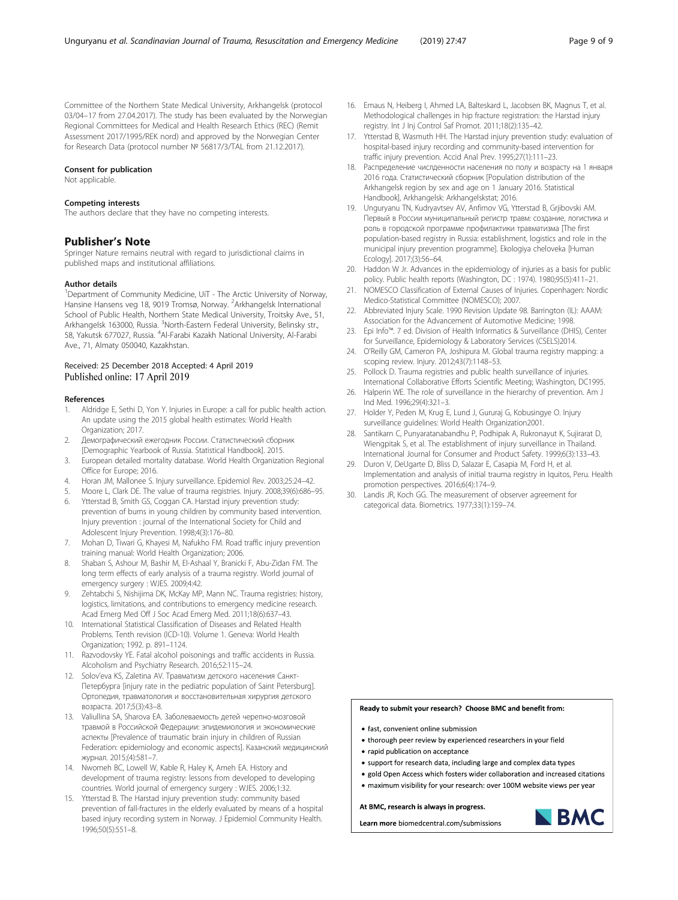Committee of the Northern State Medical University, Arkhangelsk (protocol 03/04–17 from 27.04.2017). The study has been evaluated by the Norwegian Regional Committees for Medical and Health Research Ethics (REC) (Remit Assessment 2017/1995/REK nord) and approved by the Norwegian Center for Research Data (protocol number № 56817/3/TAL from 21.12.2017).

### Consent for publication

Not applicable.

### Competing interests

The authors declare that they have no competing interests.

## Publisher's Note

Springer Nature remains neutral with regard to jurisdictional claims in published maps and institutional affiliations.

### Author details

[1]Department of Community Medicine, UiT - The Arctic University of Norway, Hansine Hansens veg 18, 9019 Tromsø, Norway. [2]Arkhangelsk International School of Public Health, Northern State Medical University, Troitsky Ave., 51, Arkhangelsk 163000, Russia. [3]North-Eastern Federal University, Belinsky str., 58, Yakutsk 677027, Russia. [4]Al-Farabi Kazakh National University, Al-Farabi Ave., 71, Almaty 050040, Kazakhstan.

Received: 25 December 2018 Accepted: 4 April 2019
Published online: 17 April 2019

### References

1. Aldridge E, Sethi D, Yon Y. Injuries in Europe: a call for public health action. An update using the 2015 global health estimates: World Health Organization; 2017.
2. Демографический ежегодник России. Статистический сборник [Demographic Yearbook of Russia. Statistical Handbook]. 2015.
3. European detailed mortality database. World Health Organization Regional Office for Europe; 2016.
4. Horan JM, Mallonee S. Injury surveillance. Epidemiol Rev. 2003;25:24–42.
5. Moore L, Clark DE. The value of trauma registries. Injury. 2008;39(6):686–95.
6. Ytterstad B, Smith GS, Coggan CA. Harstad injury prevention study: prevention of burns in young children by community based intervention. Injury prevention : journal of the International Society for Child and Adolescent Injury Prevention. 1998;4(3):176–80.
7. Mohan D, Tiwari G, Khayesi M, Nafukho FM. Road traffic injury prevention training manual: World Health Organization; 2006.
8. Shaban S, Ashour M, Bashir M, El-Ashaal Y, Branicki F, Abu-Zidan FM. The long term effects of early analysis of a trauma registry. World journal of emergency surgery : WJES. 2009;4:42.
9. Zehtabchi S, Nishijima DK, McKay MP, Mann NC. Trauma registries: history, logistics, limitations, and contributions to emergency medicine research. Acad Emerg Med Off J Soc Acad Emerg Med. 2011;18(6):637–43.
10. International Statistical Classification of Diseases and Related Health Problems. Tenth revision (ICD-10). Volume 1. Geneva: World Health Organization; 1992. p. 891–1124.
11. Razvodovsky YE. Fatal alcohol poisonings and traffic accidents in Russia. Alcoholism and Psychiatry Research. 2016;52:115–24.
12. Solov'eva KS, Zaletina AV. Травматизм детского населения Санкт-Петербурга [injury rate in the pediatric population of Saint Petersburg]. Ортопедия, травматология и восстановительная хирургия детского возраста. 2017;5(3):43–8.
13. Valiullina SA, Sharova EA. Заболеваемость детей черепно-мозговой травмой в Российской Федерации: эпидемиология и экономические аспекты [Prevalence of traumatic brain injury in children of Russian Federation: epidemiology and economic aspects]. Казанский медицинский журнал. 2015;(4):581–7.
14. Nwomeh BC, Lowell W, Kable R, Haley K, Ameh EA. History and development of trauma registry: lessons from developed to developing countries. World journal of emergency surgery : WJES. 2006;1:32.
15. Ytterstad B. The Harstad injury prevention study: community based prevention of fall-fractures in the elderly evaluated by means of a hospital based injury recording system in Norway. J Epidemiol Community Health. 1996;50(5):551–8.
16. Emaus N, Heiberg I, Ahmed LA, Balteskard L, Jacobsen BK, Magnus T, et al. Methodological challenges in hip fracture registration: the Harstad injury registry. Int J Inj Control Saf Promot. 2011;18(2):135–42.
17. Ytterstad B, Wasmuth HH. The Harstad injury prevention study: evaluation of hospital-based injury recording and community-based intervention for traffic injury prevention. Accid Anal Prev. 1995;27(1):111–23.
18. Распределение чисдленности населения по полу и возрасту на 1 января 2016 года. Статистический сборник [Population distribution of the Arkhangelsk region by sex and age on 1 January 2016. Statistical Handbook], Arkhangelsk: Arkhangelskstat; 2016.
19. Unguryanu TN, Kudryavtsev AV, Anfimov VG, Ytterstad B, Grjibovski AM. Первый в России муниципальный регистр травм: создание, логистика и роль в городской программе профилактики травматизма [The first population-based registry in Russia: establishment, logistics and role in the municipal injury prevention programme]. Ekologiya cheloveka [Human Ecology]. 2017;(3):56–64.
20. Haddon W Jr. Advances in the epidemiology of injuries as a basis for public policy. Public health reports (Washington, DC : 1974). 1980;95(5):411–21.
21. NOMESCO Classification of External Causes of Injuries. Copenhagen: Nordic Medico-Statistical Committee (NOMESCO); 2007.
22. Abbreviated Injury Scale. 1990 Revision Update 98. Barrington (IL): AAAM: Association for the Advancement of Automotive Medicine; 1998.
23. Epi Info™. 7 ed. Division of Health Informatics & Surveillance (DHIS), Center for Surveillance, Epidemiology & Laboratory Services (CSELS)2014.
24. O'Reilly GM, Cameron PA, Joshipura M. Global trauma registry mapping: a scoping review. Injury. 2012;43(7):1148–53.
25. Pollock D. Trauma registries and public health surveillance of injuries. International Collaborative Efforts Scientific Meeting; Washington, DC1995.
26. Halperin WE. The role of surveillance in the hierarchy of prevention. Am J Ind Med. 1996;29(4):321–3.
27. Holder Y, Peden M, Krug E, Lund J, Gururaj G, Kobusingye O. Injury surveillance guidelines: World Health Organization2001.
28. Santikarn C, Punyaratanabandhu P, Podhipak A, Rukronayut K, Sujirarat D, Wiengpitak S, et al. The establishment of injury surveillance in Thailand. International Journal for Consumer and Product Safety. 1999;6(3):133–43.
29. Duron V, DeUgarte D, Bliss D, Salazar E, Casapia M, Ford H, et al. Implementation and analysis of initial trauma registry in Iquitos, Peru. Health promotion perspectives. 2016;6(4):174–9.
30. Landis JR, Koch GG. The measurement of observer agreement for categorical data. Biometrics. 1977;33(1):159–74.

**Ready to submit your research? Choose BMC and benefit from:**

- fast, convenient online submission
- thorough peer review by experienced researchers in your field
- rapid publication on acceptance
- support for research data, including large and complex data types
- gold Open Access which fosters wider collaboration and increased citations
- maximum visibility for your research: over 100M website views per year

**At BMC, research is always in progress.**

**Learn more** biomedcentral.com/submissions

BMC